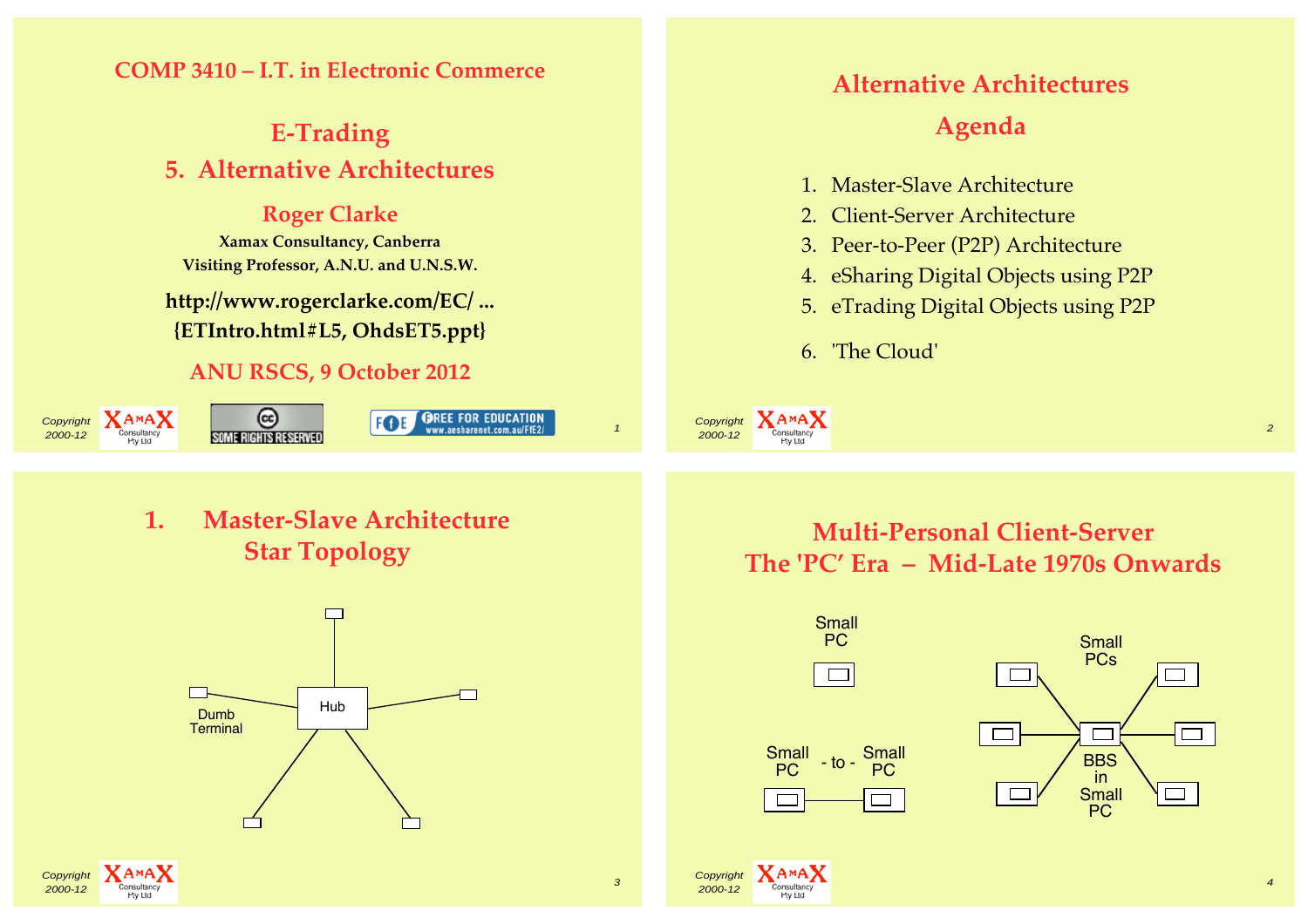# COMP 3410 – I.T. in Electronic Commerce

## E-Trading
## 5. Alternative Architectures

**Roger Clarke**

**Xamax Consultancy, Canberra**
**Visiting Professor, A.N.U. and U.N.S.W.**

**http://www.rogerclarke.com/EC/ ...**
**{ETIntro.html#L5, OhdsET5.ppt}**

**ANU RSCS, 9 October 2012**

Copyright 2000-12

---

## Alternative Architectures
## Agenda

1. Master-Slave Architecture
2. Client-Server Architecture
3. Peer-to-Peer (P2P) Architecture
4. eSharing Digital Objects using P2P
5. eTrading Digital Objects using P2P
6. 'The Cloud'

Copyright 2000-12

---

## 1. Master-Slave Architecture
## Star Topology

Hub

Dumb Terminal

Copyright 2000-12

---

## Multi-Personal Client-Server
## The 'PC' Era – Mid-Late 1970s Onwards

Small PC

Small PC - to - Small PC

Small PCs

BBS in Small PC

Copyright 2000-12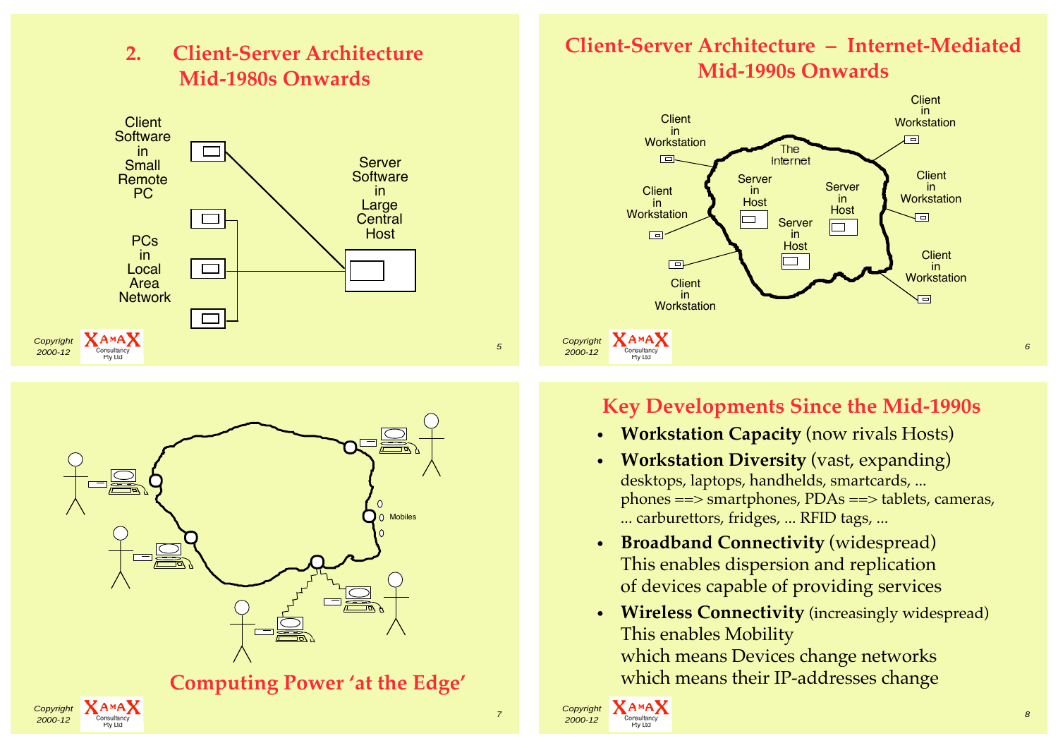## 2. Client-Server Architecture Mid-1980s Onwards

Client Software in Small Remote PC

PCs in Local Area Network

Server Software in Large Central Host

## Client-Server Architecture – Internet-Mediated Mid-1990s Onwards

The Internet

Client in Workstation

Server in Host

## Computing Power 'at the Edge'

Mobiles

## Key Developments Since the Mid-1990s

- **Workstation Capacity** (now rivals Hosts)
- **Workstation Diversity** (vast, expanding)
  desktops, laptops, handhelds, smartcards, ...
  phones ==> smartphones, PDAs ==> tablets, cameras,
  ... carburettors, fridges, ... RFID tags, ...
- **Broadband Connectivity** (widespread)
  This enables dispersion and replication
  of devices capable of providing services
- **Wireless Connectivity** (increasingly widespread)
  This enables Mobility
  which means Devices change networks
  which means their IP-addresses change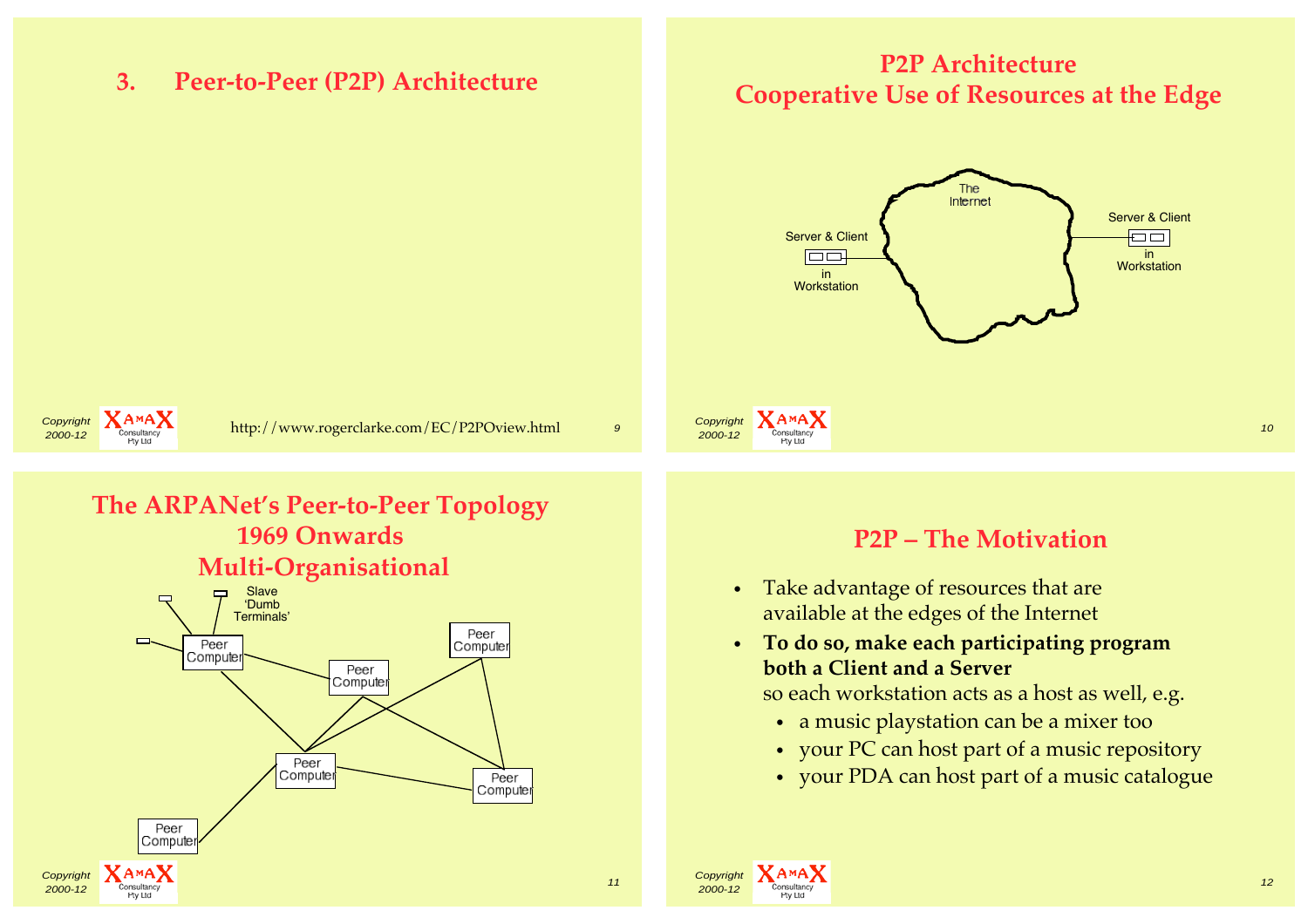## 3. Peer-to-Peer (P2P) Architecture

http://www.rogerclarke.com/EC/P2POview.html

## P2P Architecture
## Cooperative Use of Resources at the Edge

The Internet

Server & Client in Workstation

Server & Client in Workstation

## The ARPANet's Peer-to-Peer Topology
## 1969 Onwards
## Multi-Organisational

Slave 'Dumb Terminals'

Peer Computer

Peer Computer

Peer Computer

Peer Computer

Peer Computer

Peer Computer

## P2P – The Motivation

- Take advantage of resources that are available at the edges of the Internet
- **To do so, make each participating program both a Client and a Server**
  so each workstation acts as a host as well, e.g.
  - a music playstation can be a mixer too
  - your PC can host part of a music repository
  - your PDA can host part of a music catalogue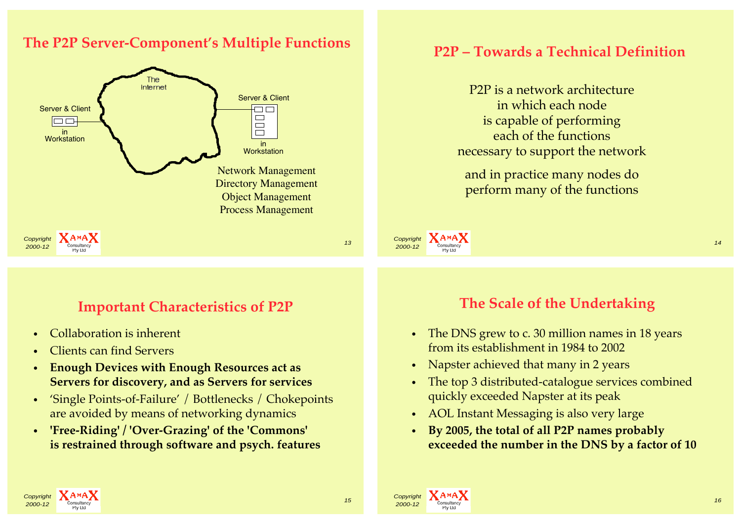## The P2P Server-Component's Multiple Functions

The Internet

Server & Client
in
Workstation

Server & Client
in
Workstation

Network Management
Directory Management
Object Management
Process Management

## P2P – Towards a Technical Definition

P2P is a network architecture
in which each node
is capable of performing
each of the functions
necessary to support the network

and in practice many nodes do
perform many of the functions

## Important Characteristics of P2P

- Collaboration is inherent
- Clients can find Servers
- **Enough Devices with Enough Resources act as Servers for discovery, and as Servers for services**
- 'Single Points-of-Failure' / Bottlenecks / Chokepoints are avoided by means of networking dynamics
- **'Free-Riding' / 'Over-Grazing' of the 'Commons' is restrained through software and psych. features**

## The Scale of the Undertaking

- The DNS grew to c. 30 million names in 18 years from its establishment in 1984 to 2002
- Napster achieved that many in 2 years
- The top 3 distributed-catalogue services combined quickly exceeded Napster at its peak
- AOL Instant Messaging is also very large
- **By 2005, the total of all P2P names probably exceeded the number in the DNS by a factor of 10**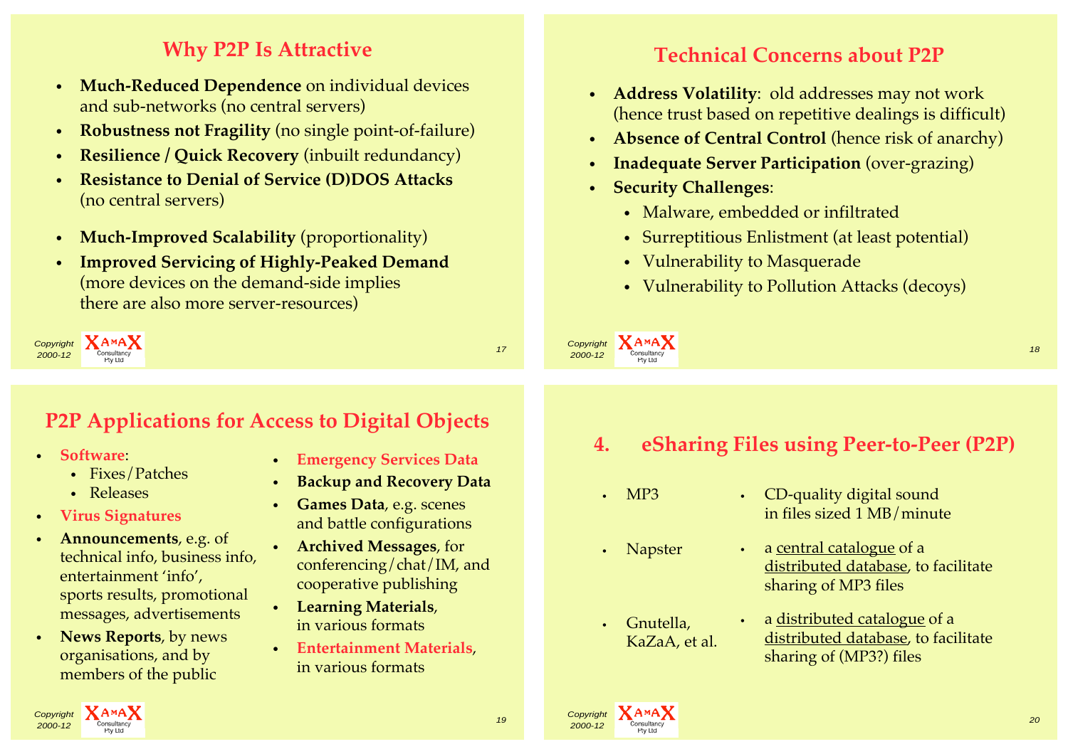## Why P2P Is Attractive

- **Much-Reduced Dependence** on individual devices and sub-networks (no central servers)
- **Robustness not Fragility** (no single point-of-failure)
- **Resilience / Quick Recovery** (inbuilt redundancy)
- **Resistance to Denial of Service (D)DOS Attacks** (no central servers)
- **Much-Improved Scalability** (proportionality)
- **Improved Servicing of Highly-Peaked Demand** (more devices on the demand-side implies there are also more server-resources)

## Technical Concerns about P2P

- **Address Volatility**: old addresses may not work (hence trust based on repetitive dealings is difficult)
- **Absence of Central Control** (hence risk of anarchy)
- **Inadequate Server Participation** (over-grazing)
- **Security Challenges**:
  - Malware, embedded or infiltrated
  - Surreptitious Enlistment (at least potential)
  - Vulnerability to Masquerade
  - Vulnerability to Pollution Attacks (decoys)

## P2P Applications for Access to Digital Objects

- **Software**:
  - Fixes/Patches
  - Releases
- **Virus Signatures**
- **Announcements**, e.g. of technical info, business info, entertainment 'info', sports results, promotional messages, advertisements
- **News Reports**, by news organisations, and by members of the public
- **Emergency Services Data**
- **Backup and Recovery Data**
- **Games Data**, e.g. scenes and battle configurations
- **Archived Messages**, for conferencing/chat/IM, and cooperative publishing
- **Learning Materials**, in various formats
- **Entertainment Materials**, in various formats

## 4. eSharing Files using Peer-to-Peer (P2P)

- MP3
  - CD-quality digital sound in files sized 1 MB/minute
- Napster
  - a central catalogue of a distributed database, to facilitate sharing of MP3 files
- Gnutella, KaZaA, et al.
  - a distributed catalogue of a distributed database, to facilitate sharing of (MP3?) files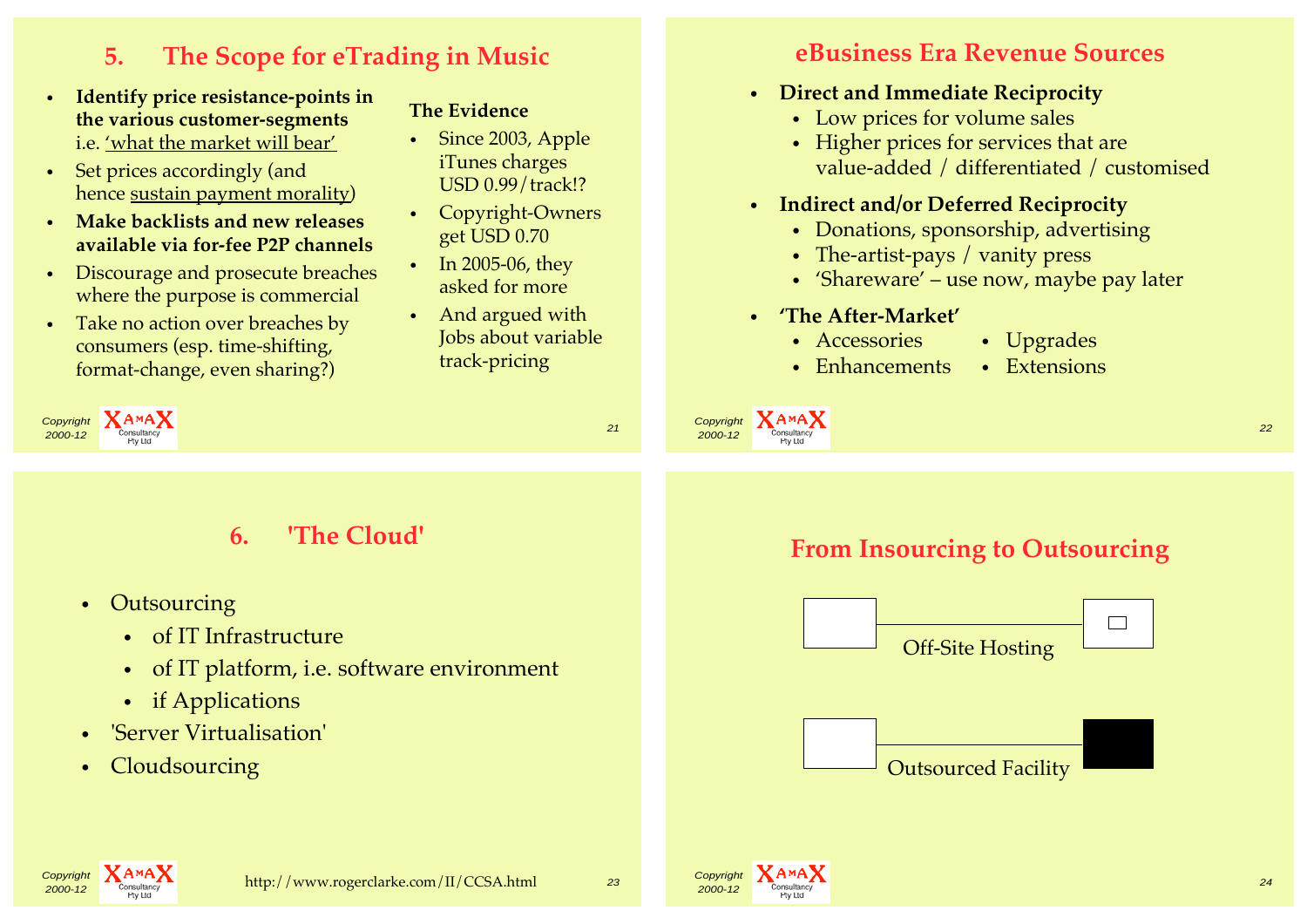## 5. The Scope for eTrading in Music

- **Identify price resistance-points in the various customer-segments** i.e. 'what the market will bear'
- Set prices accordingly (and hence sustain payment morality)
- **Make backlists and new releases available via for-fee P2P channels**
- Discourage and prosecute breaches where the purpose is commercial
- Take no action over breaches by consumers (esp. time-shifting, format-change, even sharing?)

**The Evidence**

- Since 2003, Apple iTunes charges USD 0.99/track!?
- Copyright-Owners get USD 0.70
- In 2005-06, they asked for more
- And argued with Jobs about variable track-pricing

## eBusiness Era Revenue Sources

- **Direct and Immediate Reciprocity**
  - Low prices for volume sales
  - Higher prices for services that are value-added / differentiated / customised
- **Indirect and/or Deferred Reciprocity**
  - Donations, sponsorship, advertising
  - The-artist-pays / vanity press
  - 'Shareware' – use now, maybe pay later
- **'The After-Market'**
  - Accessories
  - Enhancements
  - Upgrades
  - Extensions

## 6. 'The Cloud'

- Outsourcing
  - of IT Infrastructure
  - of IT platform, i.e. software environment
  - if Applications
- 'Server Virtualisation'
- Cloudsourcing

http://www.rogerclarke.com/II/CCSA.html

## From Insourcing to Outsourcing

Off-Site Hosting

Outsourced Facility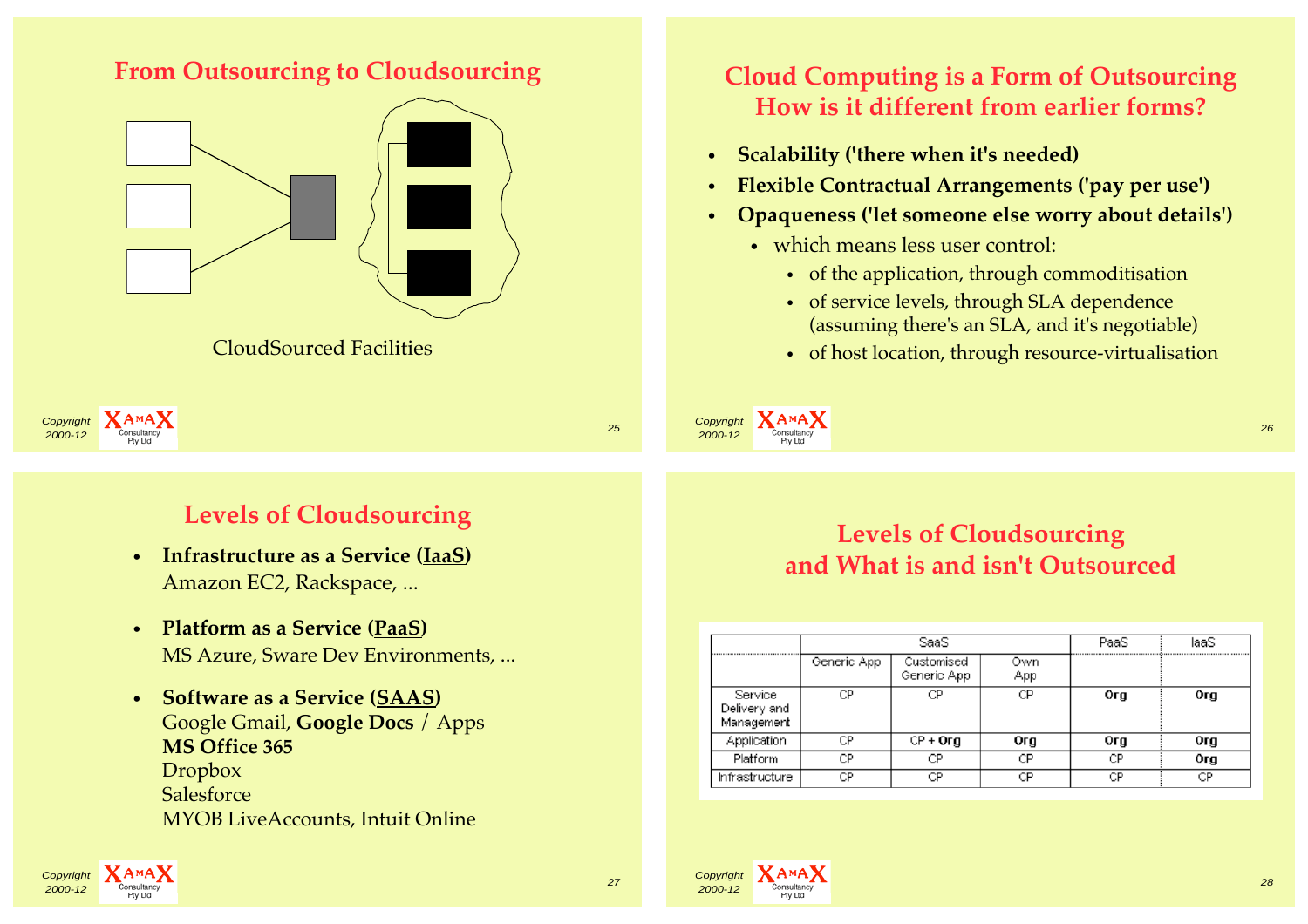## From Outsourcing to Cloudsourcing

CloudSourced Facilities

## Cloud Computing is a Form of Outsourcing How is it different from earlier forms?

- **Scalability ('there when it's needed)**
- **Flexible Contractual Arrangements ('pay per use')**
- **Opaqueness ('let someone else worry about details')**
  - which means less user control:
    - of the application, through commoditisation
    - of service levels, through SLA dependence (assuming there's an SLA, and it's negotiable)
    - of host location, through resource-virtualisation

## Levels of Cloudsourcing

- **Infrastructure as a Service (IaaS)**
  Amazon EC2, Rackspace, ...
- **Platform as a Service (PaaS)**
  MS Azure, Sware Dev Environments, ...
- **Software as a Service (SAAS)**
  Google Gmail, **Google Docs** / Apps
  **MS Office 365**
  Dropbox
  Salesforce
  MYOB LiveAccounts, Intuit Online

## Levels of Cloudsourcing and What is and isn't Outsourced

| | SaaS | | | PaaS | IaaS |
|---|---|---|---|---|---|
| | Generic App | Customised Generic App | Own App | | |
| Service Delivery and Management | CP | CP | CP | **Org** | **Org** |
| Application | CP | CP + **Org** | **Org** | **Org** | **Org** |
| Platform | CP | CP | CP | CP | **Org** |
| Infrastructure | CP | CP | CP | CP | CP |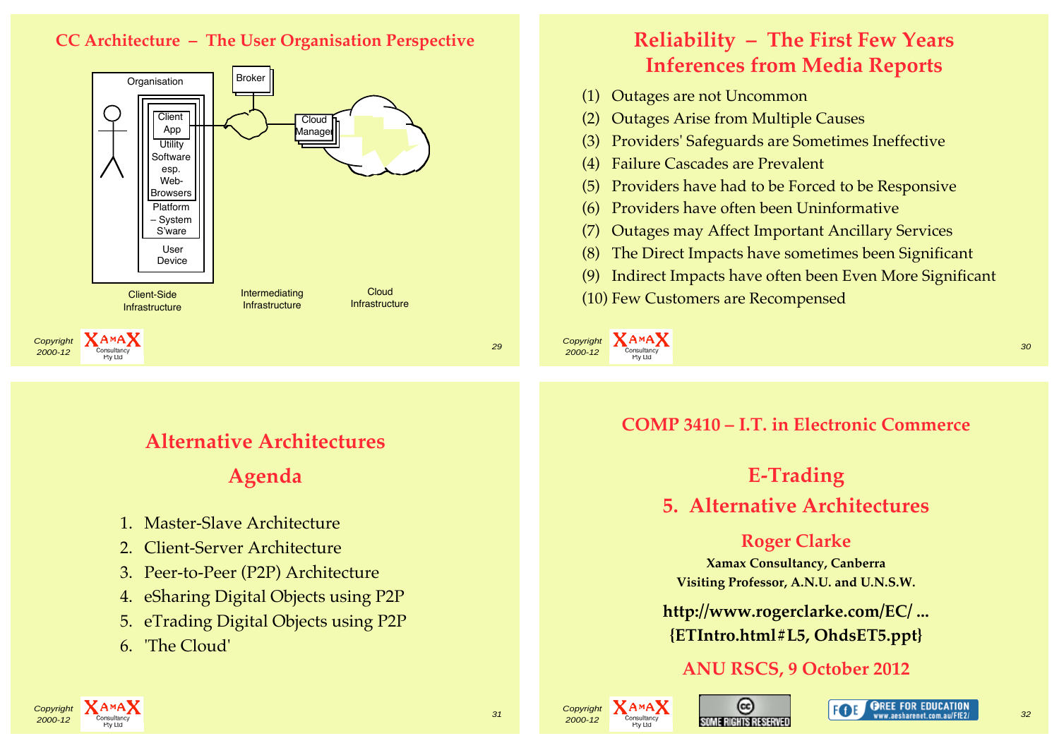## CC Architecture – The User Organisation Perspective

Organisation

Broker

Client App

Utility Software esp. Web-Browsers

Platform – System S'ware

User Device

Cloud Manager

Client-Side Infrastructure

Intermediating Infrastructure

Cloud Infrastructure

## Reliability – The First Few Years Inferences from Media Reports

(1) Outages are not Uncommon
(2) Outages Arise from Multiple Causes
(3) Providers' Safeguards are Sometimes Ineffective
(4) Failure Cascades are Prevalent
(5) Providers have had to be Forced to be Responsive
(6) Providers have often been Uninformative
(7) Outages may Affect Important Ancillary Services
(8) The Direct Impacts have sometimes been Significant
(9) Indirect Impacts have often been Even More Significant
(10) Few Customers are Recompensed

## Alternative Architectures

## Agenda

1. Master-Slave Architecture
2. Client-Server Architecture
3. Peer-to-Peer (P2P) Architecture
4. eSharing Digital Objects using P2P
5. eTrading Digital Objects using P2P
6. 'The Cloud'

## COMP 3410 – I.T. in Electronic Commerce

## E-Trading

## 5. Alternative Architectures

### Roger Clarke

**Xamax Consultancy, Canberra**

**Visiting Professor, A.N.U. and U.N.S.W.**

**http://www.rogerclarke.com/EC/ ...**

**{ETIntro.html#L5, OhdsET5.ppt}**

### ANU RSCS, 9 October 2012